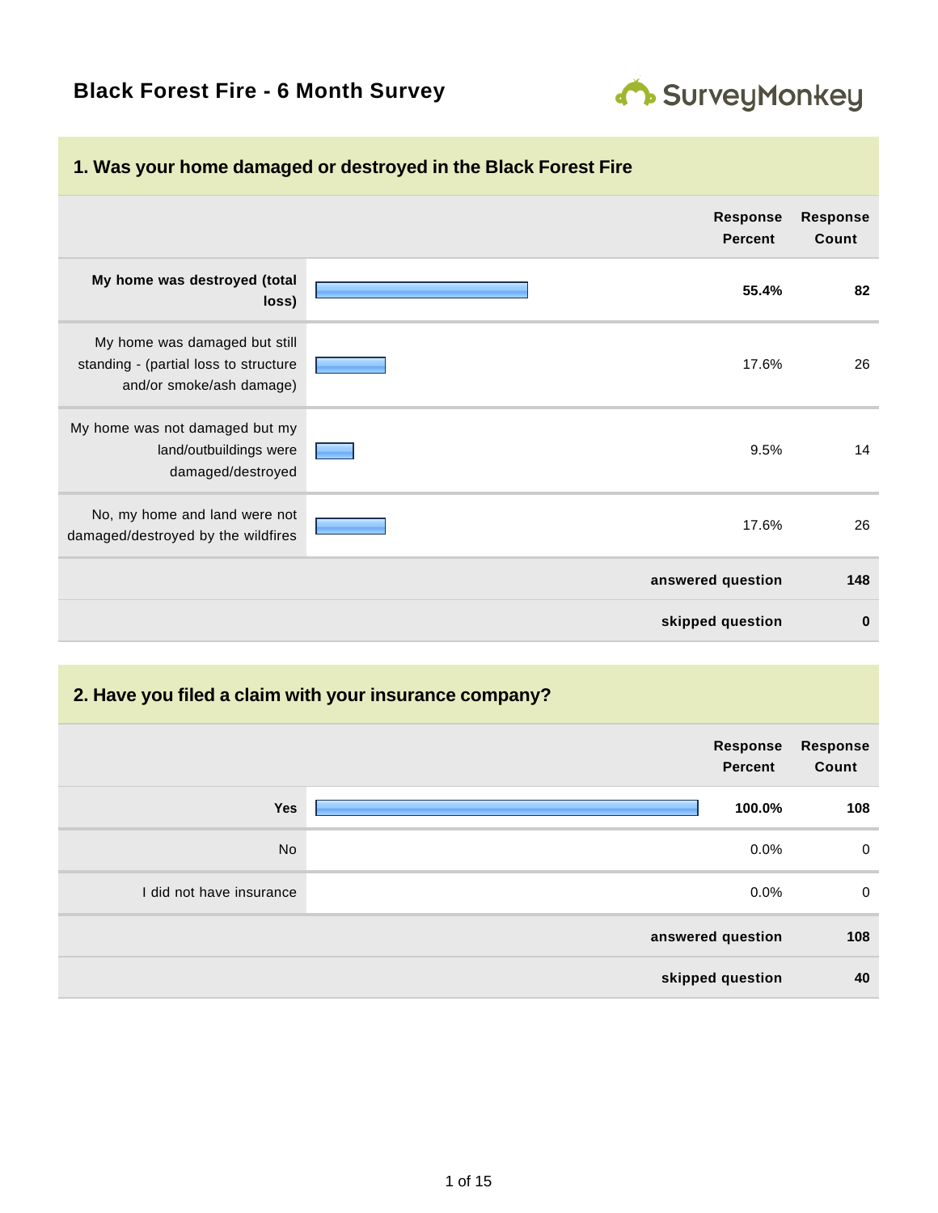# Black Forest Fire - 6 Month Survey

## 1. Was your home damaged or destroyed in the Black Forest Fire

| | Response Percent | Response Count |
|---|---|---|
| **My home was destroyed (total loss)** | **55.4%** | **82** |
| My home was damaged but still standing - (partial loss to structure and/or smoke/ash damage) | 17.6% | 26 |
| My home was not damaged but my land/outbuildings were damaged/destroyed | 9.5% | 14 |
| No, my home and land were not damaged/destroyed by the wildfires | 17.6% | 26 |
| | **answered question** | **148** |
| | **skipped question** | **0** |

## 2. Have you filed a claim with your insurance company?

| | Response Percent | Response Count |
|---|---|---|
| **Yes** | **100.0%** | **108** |
| No | 0.0% | 0 |
| I did not have insurance | 0.0% | 0 |
| | **answered question** | **108** |
| | **skipped question** | **40** |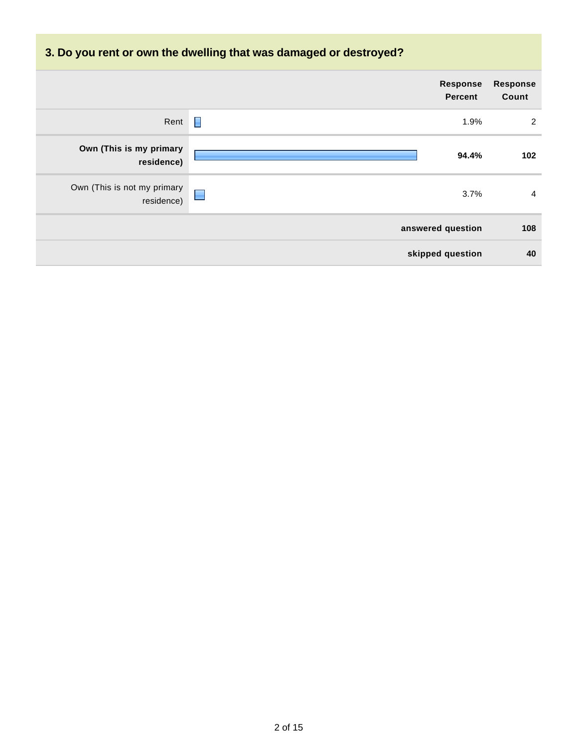## 3. Do you rent or own the dwelling that was damaged or destroyed?

| | Response Percent | Response Count |
|---|---|---|
| Rent | 1.9% | 2 |
| **Own (This is my primary residence)** | **94.4%** | **102** |
| Own (This is not my primary residence) | 3.7% | 4 |
| | **answered question** | **108** |
| | **skipped question** | **40** |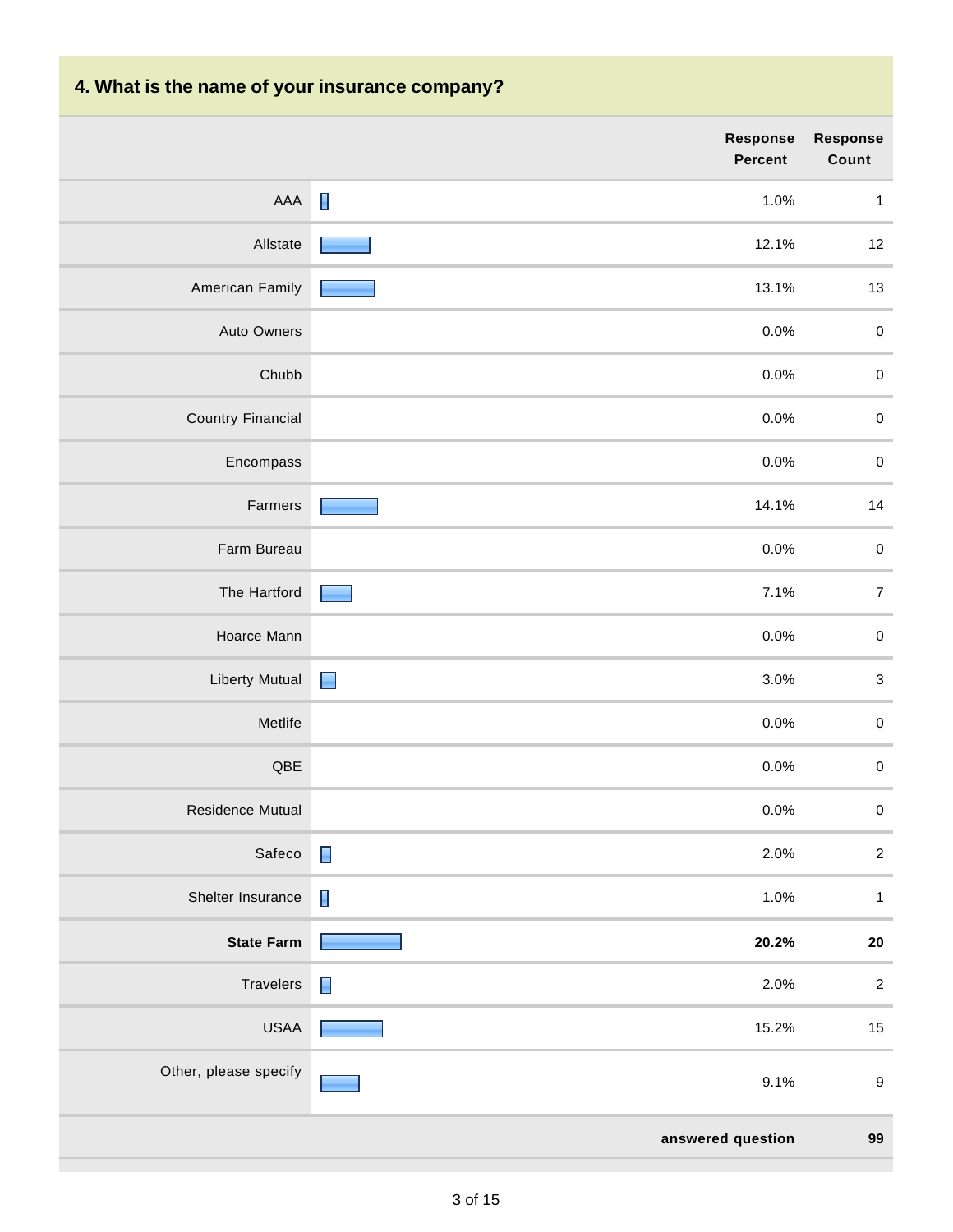## 4. What is the name of your insurance company?

| | Response Percent | Response Count |
|---|---|---|
| AAA | 1.0% | 1 |
| Allstate | 12.1% | 12 |
| American Family | 13.1% | 13 |
| Auto Owners | 0.0% | 0 |
| Chubb | 0.0% | 0 |
| Country Financial | 0.0% | 0 |
| Encompass | 0.0% | 0 |
| Farmers | 14.1% | 14 |
| Farm Bureau | 0.0% | 0 |
| The Hartford | 7.1% | 7 |
| Hoarce Mann | 0.0% | 0 |
| Liberty Mutual | 3.0% | 3 |
| Metlife | 0.0% | 0 |
| QBE | 0.0% | 0 |
| Residence Mutual | 0.0% | 0 |
| Safeco | 2.0% | 2 |
| Shelter Insurance | 1.0% | 1 |
| **State Farm** | **20.2%** | **20** |
| Travelers | 2.0% | 2 |
| USAA | 15.2% | 15 |
| Other, please specify | 9.1% | 9 |
| | **answered question** | **99** |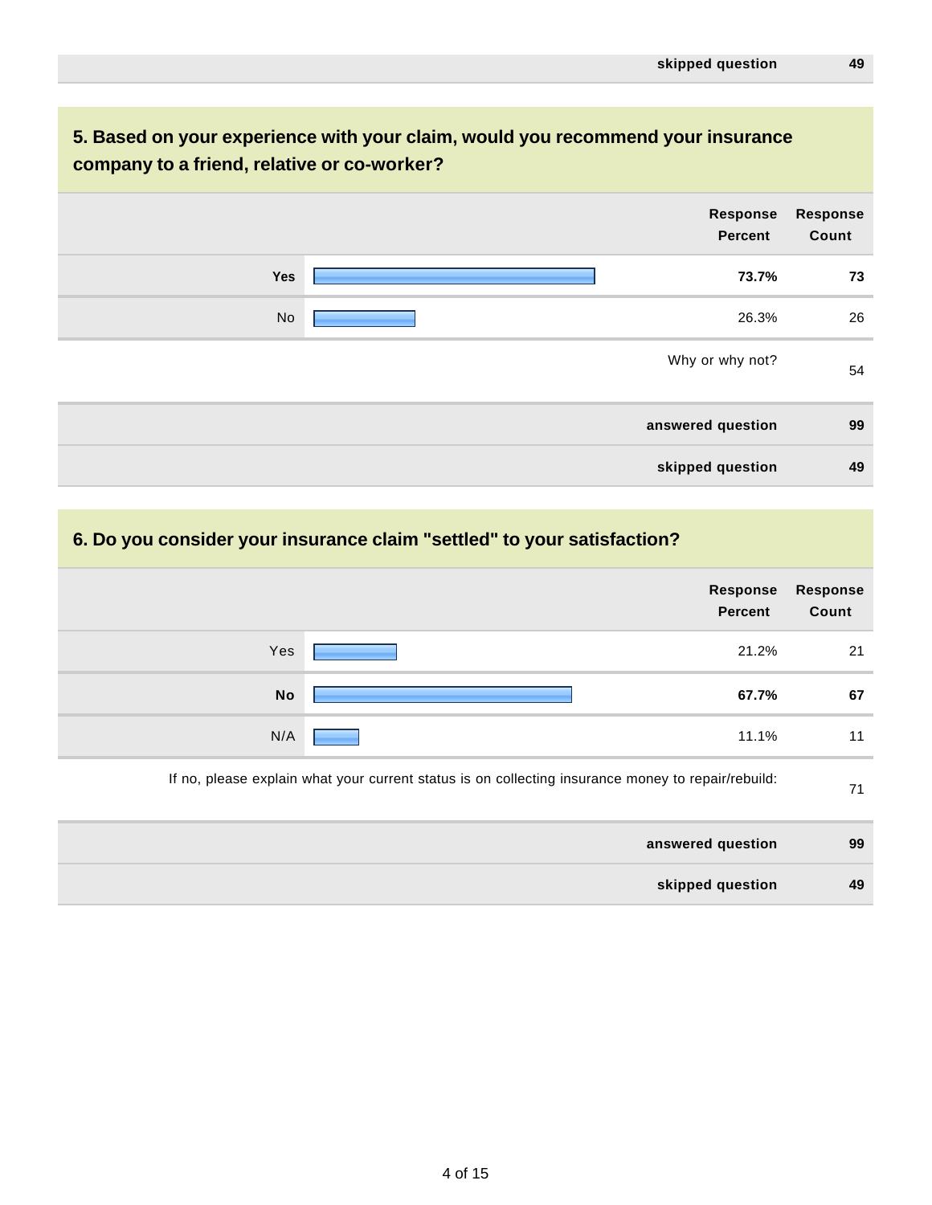| | |
|---|---|
| **skipped question** | **49** |

## 5. Based on your experience with your claim, would you recommend your insurance company to a friend, relative or co-worker?

| | Response Percent | Response Count |
|---|---|---|
| **Yes** | **73.7%** | **73** |
| No | 26.3% | 26 |
| | Why or why not? | 54 |
| | **answered question** | **99** |
| | **skipped question** | **49** |

## 6. Do you consider your insurance claim "settled" to your satisfaction?

| | Response Percent | Response Count |
|---|---|---|
| Yes | 21.2% | 21 |
| **No** | **67.7%** | **67** |
| N/A | 11.1% | 11 |
| | If no, please explain what your current status is on collecting insurance money to repair/rebuild: | 71 |
| | **answered question** | **99** |
| | **skipped question** | **49** |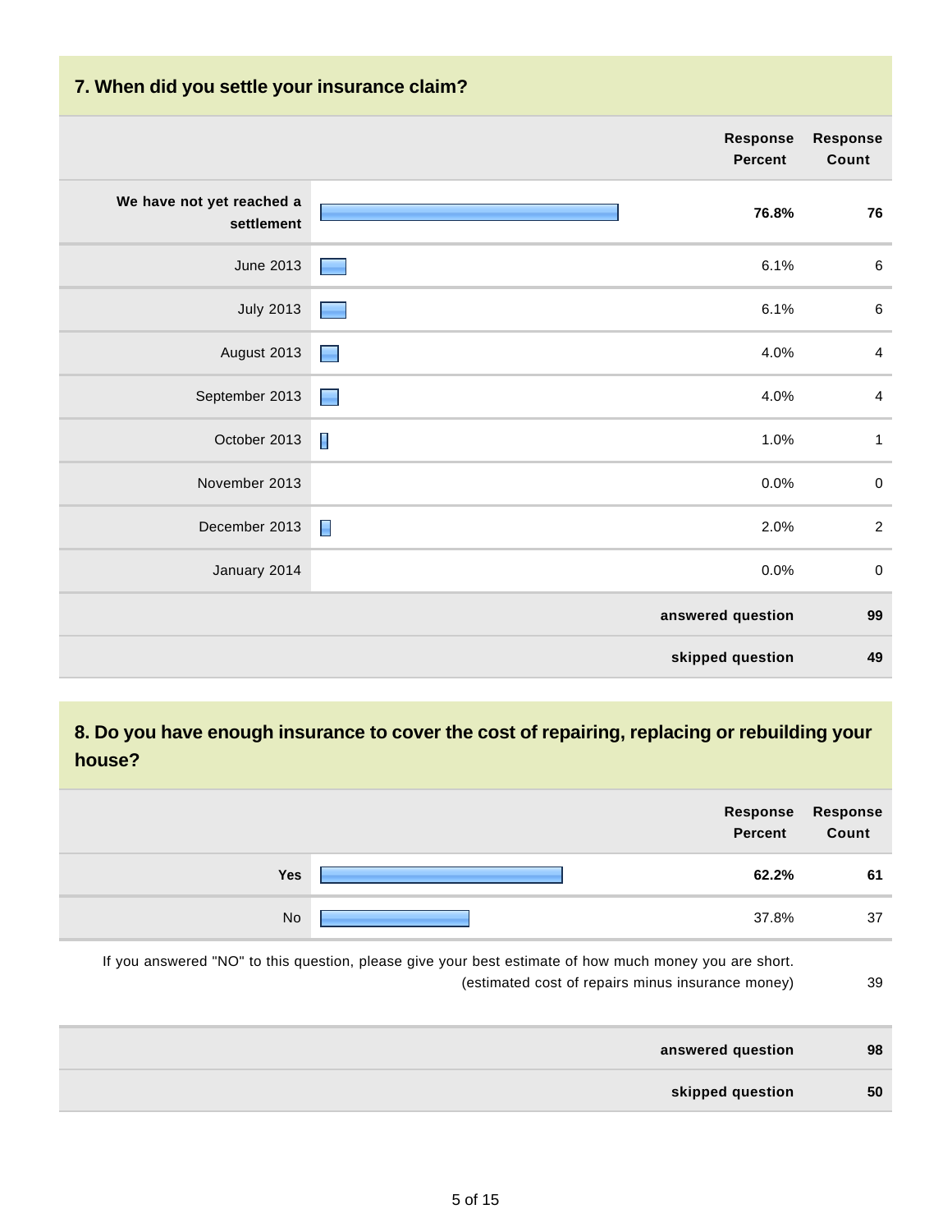## 7. When did you settle your insurance claim?

| | Response Percent | Response Count |
|---|---|---|
| **We have not yet reached a settlement** | **76.8%** | **76** |
| June 2013 | 6.1% | 6 |
| July 2013 | 6.1% | 6 |
| August 2013 | 4.0% | 4 |
| September 2013 | 4.0% | 4 |
| October 2013 | 1.0% | 1 |
| November 2013 | 0.0% | 0 |
| December 2013 | 2.0% | 2 |
| January 2014 | 0.0% | 0 |
| | **answered question** | **99** |
| | **skipped question** | **49** |

## 8. Do you have enough insurance to cover the cost of repairing, replacing or rebuilding your house?

| | Response Percent | Response Count |
|---|---|---|
| **Yes** | **62.2%** | **61** |
| No | 37.8% | 37 |
| If you answered "NO" to this question, please give your best estimate of how much money you are short. (estimated cost of repairs minus insurance money) | | 39 |
| | **answered question** | **98** |
| | **skipped question** | **50** |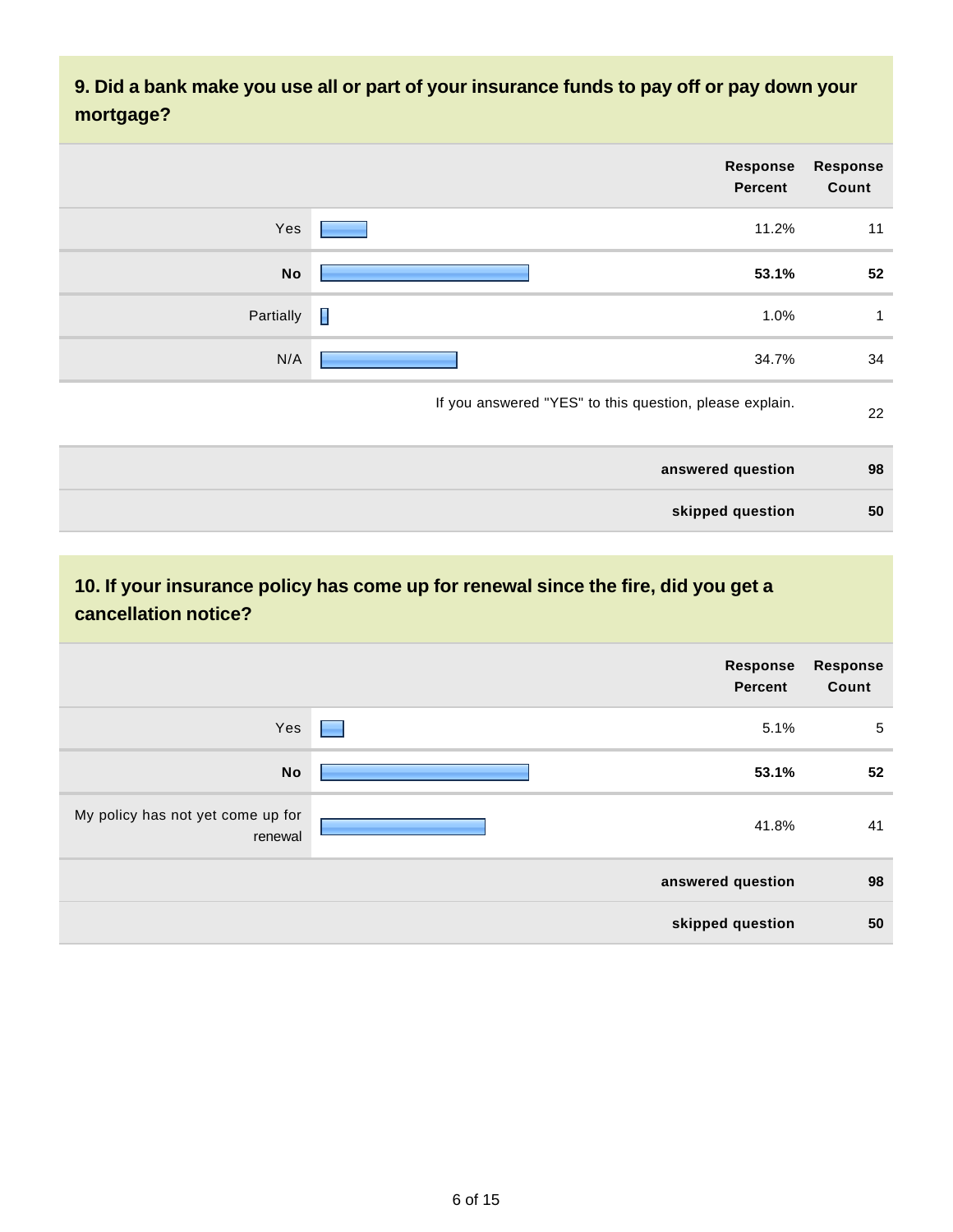## 9. Did a bank make you use all or part of your insurance funds to pay off or pay down your mortgage?

| | Response Percent | Response Count |
|---|---|---|
| Yes | 11.2% | 11 |
| **No** | **53.1%** | **52** |
| Partially | 1.0% | 1 |
| N/A | 34.7% | 34 |
| If you answered "YES" to this question, please explain. | | 22 |
| | **answered question** | **98** |
| | **skipped question** | **50** |

## 10. If your insurance policy has come up for renewal since the fire, did you get a cancellation notice?

| | Response Percent | Response Count |
|---|---|---|
| Yes | 5.1% | 5 |
| **No** | **53.1%** | **52** |
| My policy has not yet come up for renewal | 41.8% | 41 |
| | **answered question** | **98** |
| | **skipped question** | **50** |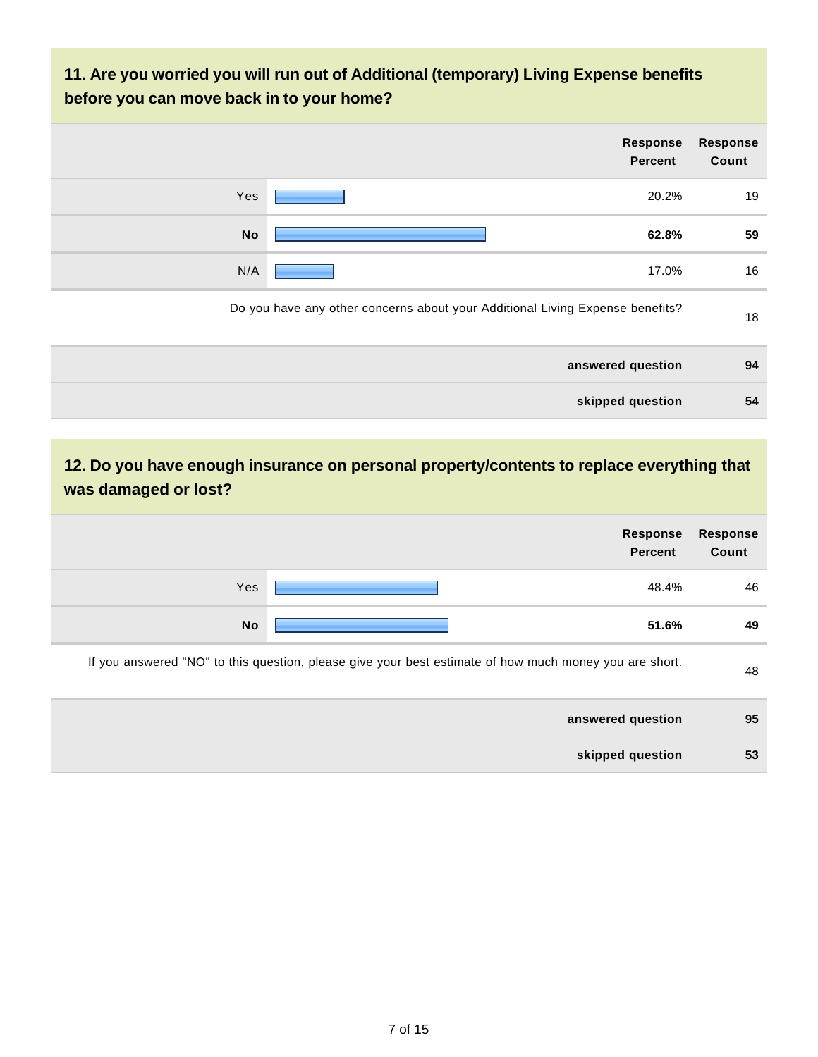## 11. Are you worried you will run out of Additional (temporary) Living Expense benefits before you can move back in to your home?

| | Response Percent | Response Count |
|---|---|---|
| Yes | 20.2% | 19 |
| **No** | **62.8%** | **59** |
| N/A | 17.0% | 16 |
| Do you have any other concerns about your Additional Living Expense benefits? | | 18 |
| **answered question** | | **94** |
| **skipped question** | | **54** |

## 12. Do you have enough insurance on personal property/contents to replace everything that was damaged or lost?

| | Response Percent | Response Count |
|---|---|---|
| Yes | 48.4% | 46 |
| **No** | **51.6%** | **49** |
| If you answered "NO" to this question, please give your best estimate of how much money you are short. | | 48 |
| **answered question** | | **95** |
| **skipped question** | | **53** |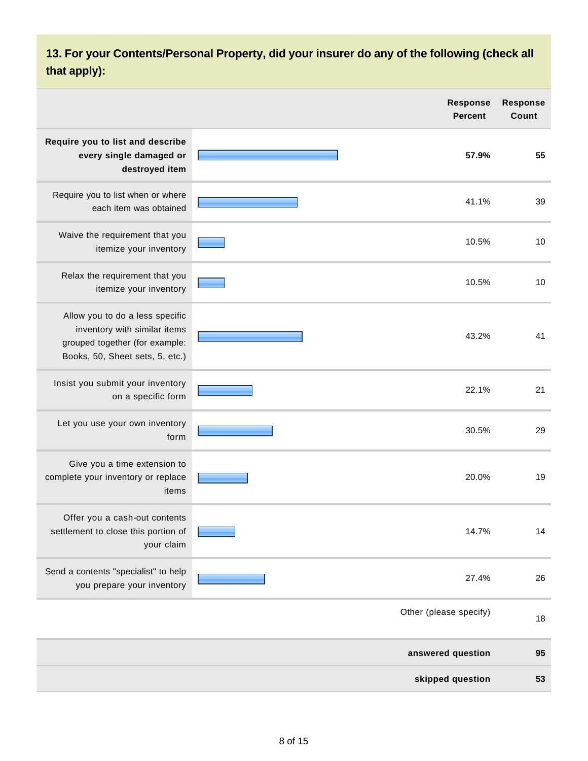## 13. For your Contents/Personal Property, did your insurer do any of the following (check all that apply):

| | Response Percent | Response Count |
|---|---|---|
| **Require you to list and describe every single damaged or destroyed item** | **57.9%** | **55** |
| Require you to list when or where each item was obtained | 41.1% | 39 |
| Waive the requirement that you itemize your inventory | 10.5% | 10 |
| Relax the requirement that you itemize your inventory | 10.5% | 10 |
| Allow you to do a less specific inventory with similar items grouped together (for example: Books, 50, Sheet sets, 5, etc.) | 43.2% | 41 |
| Insist you submit your inventory on a specific form | 22.1% | 21 |
| Let you use your own inventory form | 30.5% | 29 |
| Give you a time extension to complete your inventory or replace items | 20.0% | 19 |
| Offer you a cash-out contents settlement to close this portion of your claim | 14.7% | 14 |
| Send a contents "specialist" to help you prepare your inventory | 27.4% | 26 |
| | Other (please specify) | 18 |
| | **answered question** | **95** |
| | **skipped question** | **53** |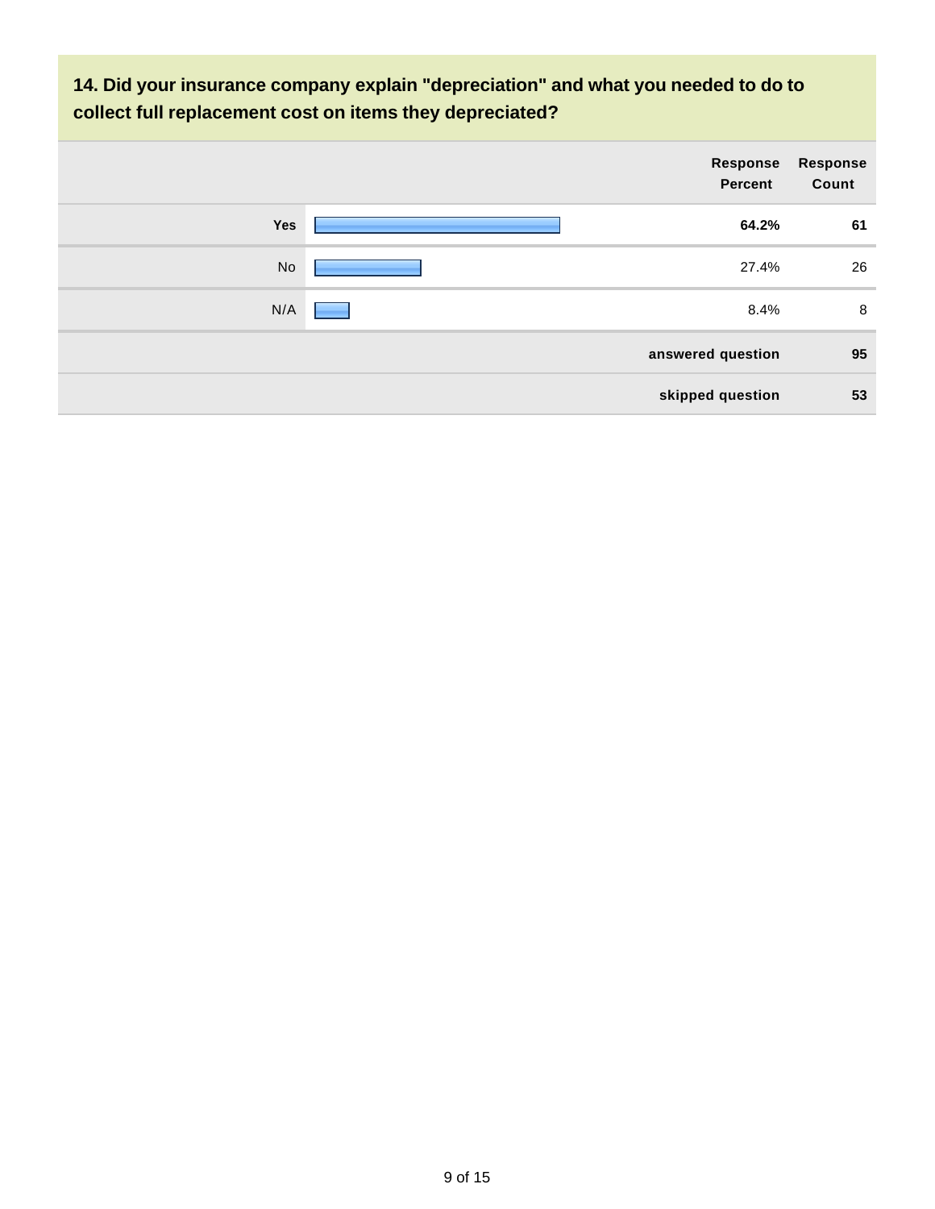### 14. Did your insurance company explain "depreciation" and what you needed to do to collect full replacement cost on items they depreciated?

| | Response Percent | Response Count |
|---|---|---|
| **Yes** | **64.2%** | **61** |
| No | 27.4% | 26 |
| N/A | 8.4% | 8 |
| | **answered question** | **95** |
| | **skipped question** | **53** |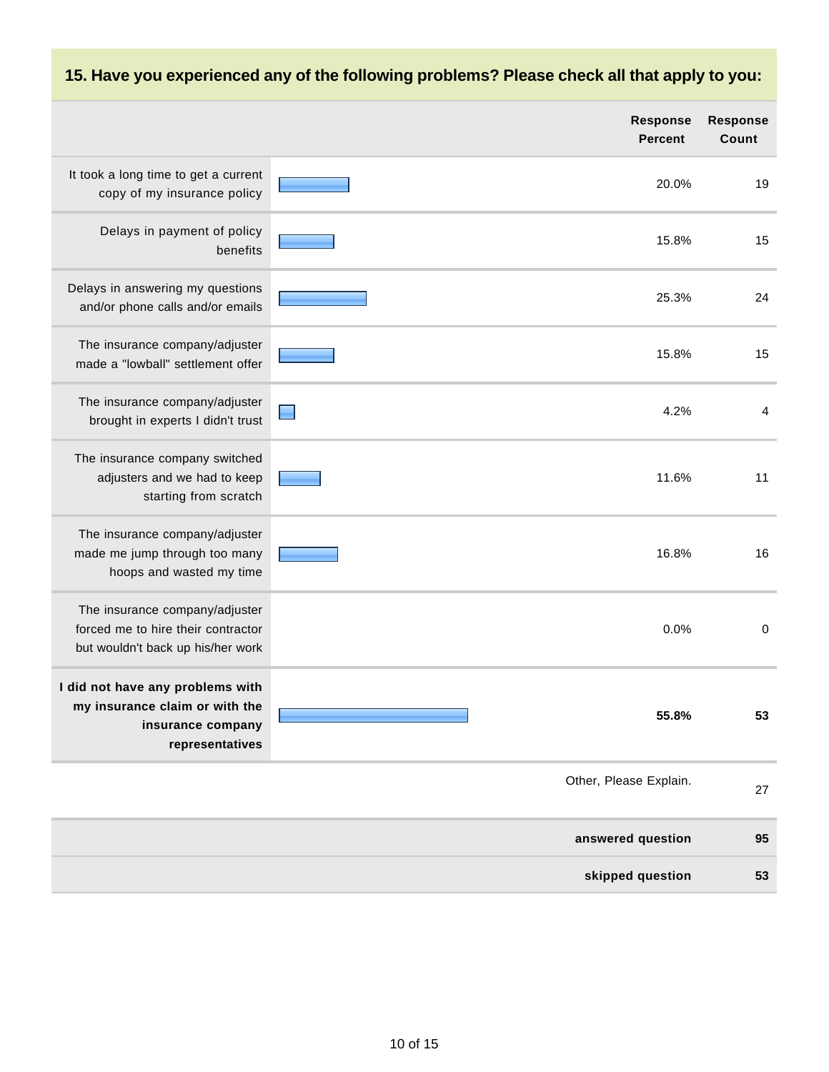## 15. Have you experienced any of the following problems? Please check all that apply to you:

| | Response Percent | Response Count |
|---|---|---|
| It took a long time to get a current copy of my insurance policy | 20.0% | 19 |
| Delays in payment of policy benefits | 15.8% | 15 |
| Delays in answering my questions and/or phone calls and/or emails | 25.3% | 24 |
| The insurance company/adjuster made a "lowball" settlement offer | 15.8% | 15 |
| The insurance company/adjuster brought in experts I didn't trust | 4.2% | 4 |
| The insurance company switched adjusters and we had to keep starting from scratch | 11.6% | 11 |
| The insurance company/adjuster made me jump through too many hoops and wasted my time | 16.8% | 16 |
| The insurance company/adjuster forced me to hire their contractor but wouldn't back up his/her work | 0.0% | 0 |
| **I did not have any problems with my insurance claim or with the insurance company representatives** | **55.8%** | **53** |
| | Other, Please Explain. | 27 |
| | **answered question** | **95** |
| | **skipped question** | **53** |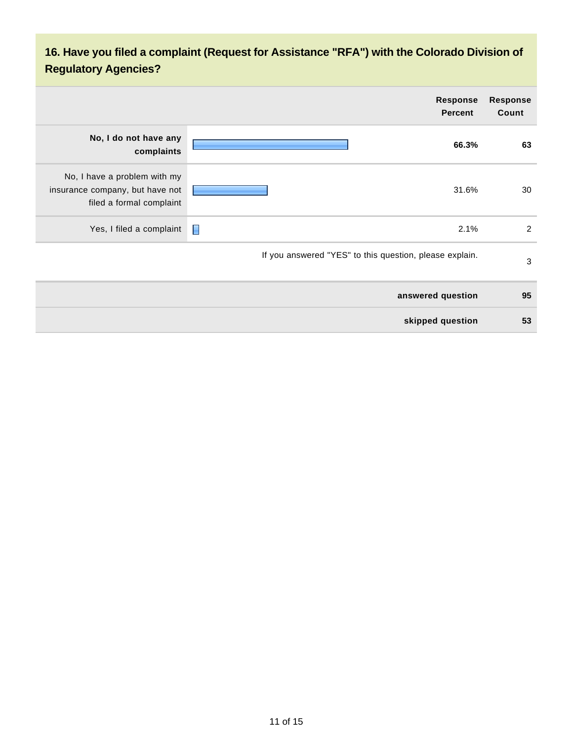## 16. Have you filed a complaint (Request for Assistance "RFA") with the Colorado Division of Regulatory Agencies?

| | Response Percent | Response Count |
|---|---|---|
| **No, I do not have any complaints** | **66.3%** | **63** |
| No, I have a problem with my insurance company, but have not filed a formal complaint | 31.6% | 30 |
| Yes, I filed a complaint | 2.1% | 2 |
| If you answered "YES" to this question, please explain. | | 3 |
| **answered question** | | **95** |
| **skipped question** | | **53** |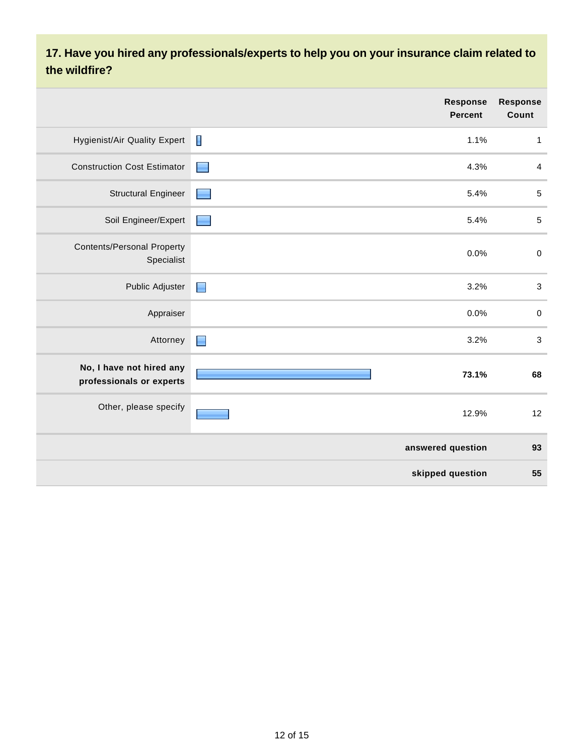## 17. Have you hired any professionals/experts to help you on your insurance claim related to the wildfire?

| | Response Percent | Response Count |
|---|---|---|
| Hygienist/Air Quality Expert | 1.1% | 1 |
| Construction Cost Estimator | 4.3% | 4 |
| Structural Engineer | 5.4% | 5 |
| Soil Engineer/Expert | 5.4% | 5 |
| Contents/Personal Property Specialist | 0.0% | 0 |
| Public Adjuster | 3.2% | 3 |
| Appraiser | 0.0% | 0 |
| Attorney | 3.2% | 3 |
| **No, I have not hired any professionals or experts** | **73.1%** | **68** |
| Other, please specify | 12.9% | 12 |
| | **answered question** | **93** |
| | **skipped question** | **55** |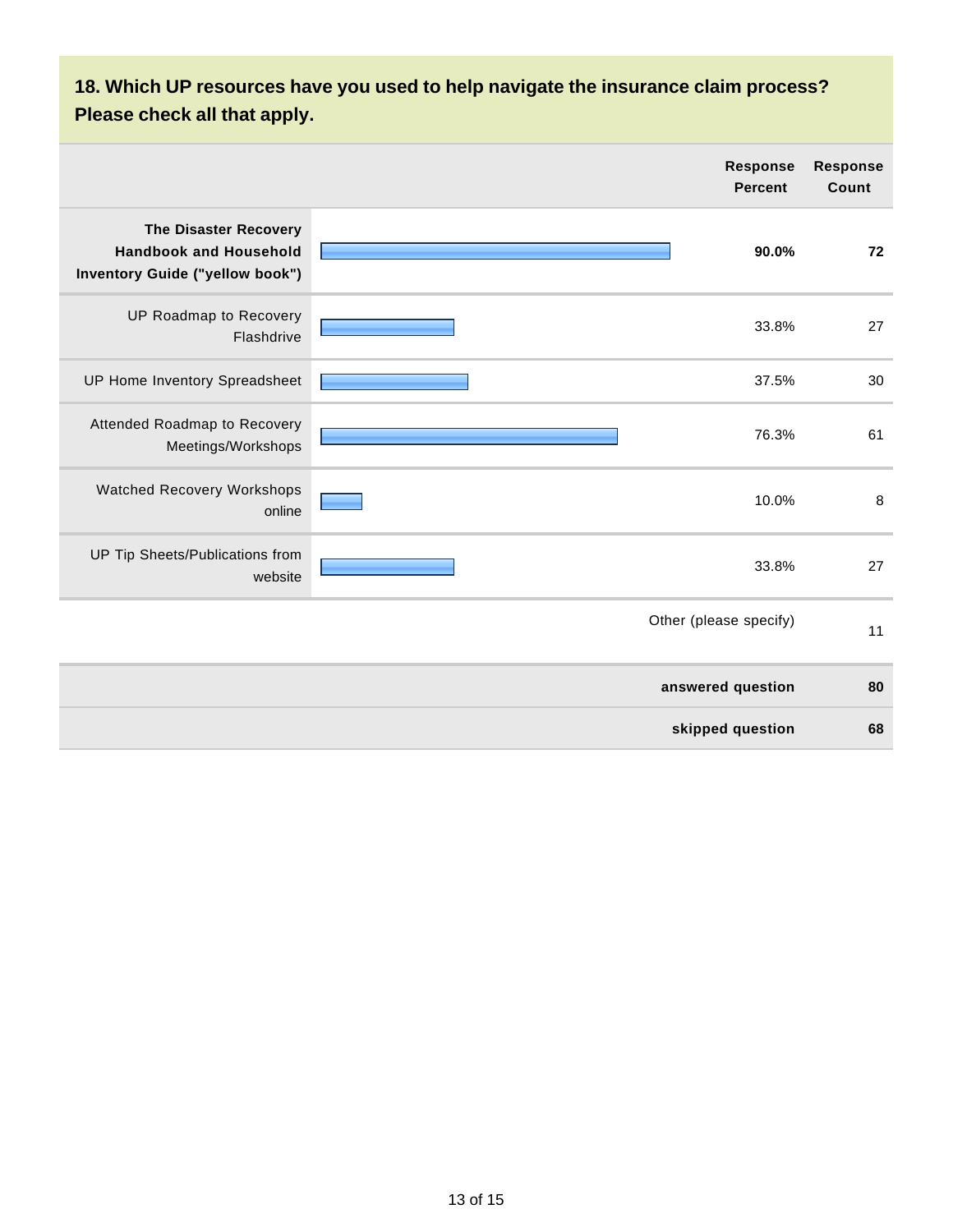## 18. Which UP resources have you used to help navigate the insurance claim process? Please check all that apply.

| | Response Percent | Response Count |
|---|---|---|
| **The Disaster Recovery Handbook and Household Inventory Guide ("yellow book")** | **90.0%** | **72** |
| UP Roadmap to Recovery Flashdrive | 33.8% | 27 |
| UP Home Inventory Spreadsheet | 37.5% | 30 |
| Attended Roadmap to Recovery Meetings/Workshops | 76.3% | 61 |
| Watched Recovery Workshops online | 10.0% | 8 |
| UP Tip Sheets/Publications from website | 33.8% | 27 |
| | Other (please specify) | 11 |
| | **answered question** | **80** |
| | **skipped question** | **68** |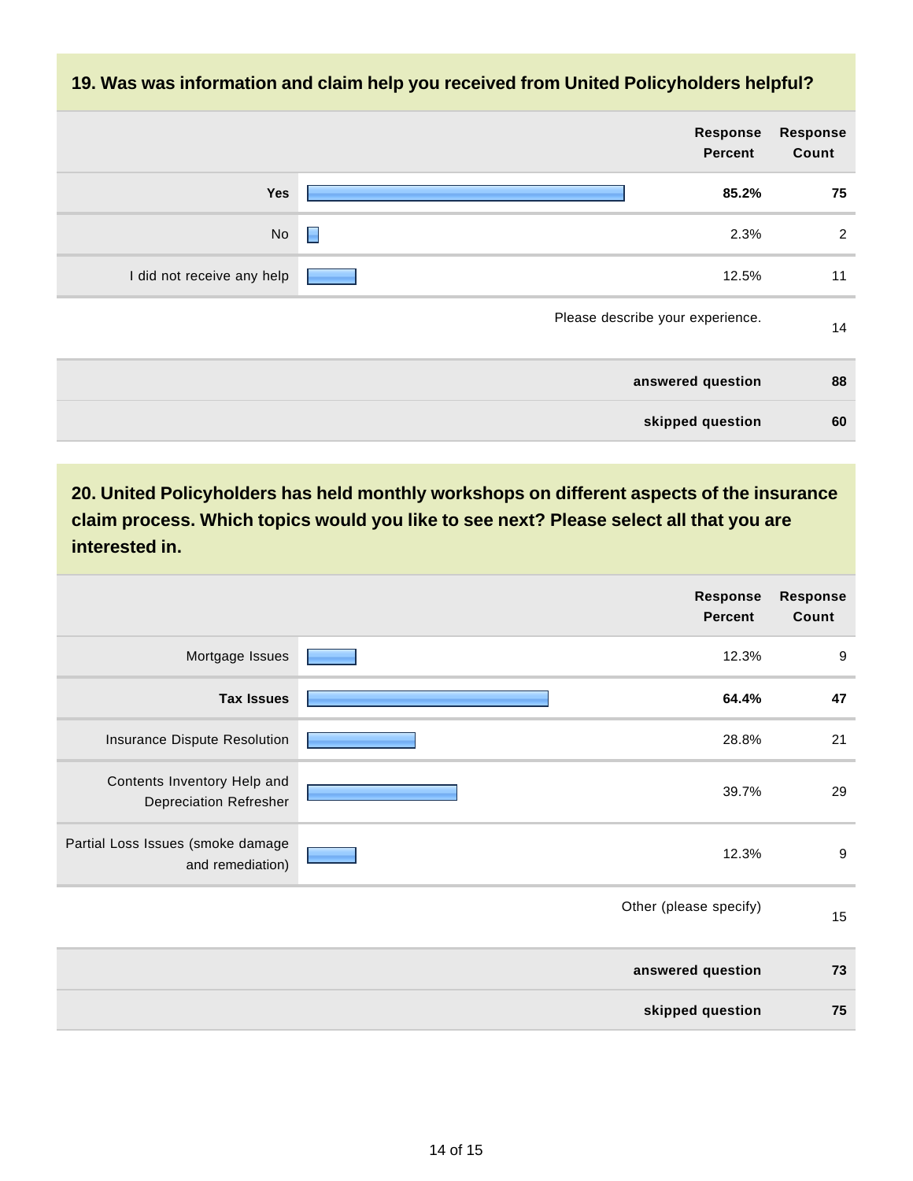## 19. Was was information and claim help you received from United Policyholders helpful?

| | Response Percent | Response Count |
|---|---|---|
| **Yes** | **85.2%** | **75** |
| No | 2.3% | 2 |
| I did not receive any help | 12.5% | 11 |
| | Please describe your experience. | 14 |
| | **answered question** | **88** |
| | **skipped question** | **60** |

## 20. United Policyholders has held monthly workshops on different aspects of the insurance claim process. Which topics would you like to see next? Please select all that you are interested in.

| | Response Percent | Response Count |
|---|---|---|
| Mortgage Issues | 12.3% | 9 |
| **Tax Issues** | **64.4%** | **47** |
| Insurance Dispute Resolution | 28.8% | 21 |
| Contents Inventory Help and Depreciation Refresher | 39.7% | 29 |
| Partial Loss Issues (smoke damage and remediation) | 12.3% | 9 |
| | Other (please specify) | 15 |
| | **answered question** | **73** |
| | **skipped question** | **75** |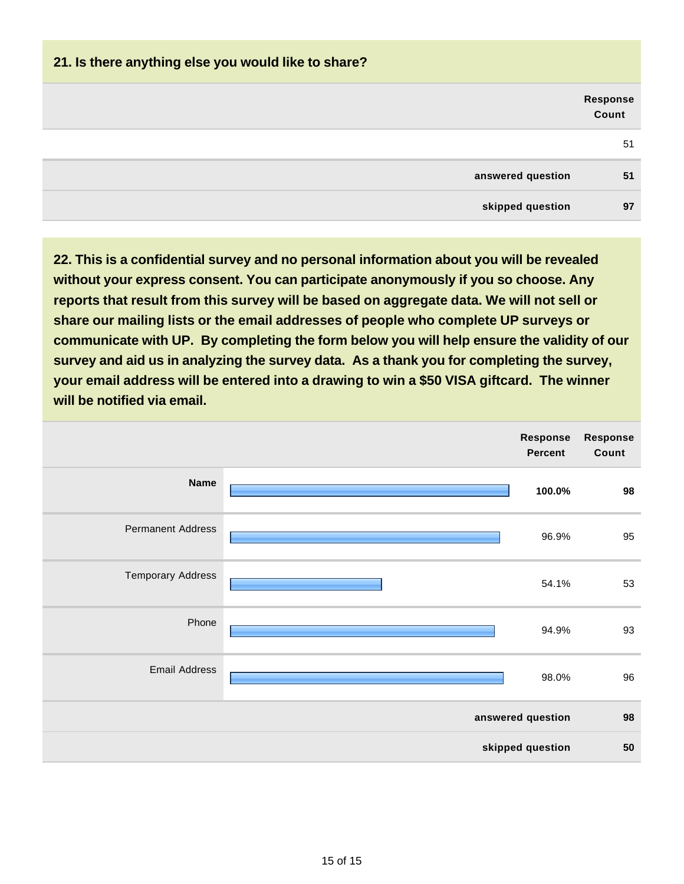### 21. Is there anything else you would like to share?

| | Response Count |
|---|---|
| | 51 |
| answered question | 51 |
| skipped question | 97 |

### 22. This is a confidential survey and no personal information about you will be revealed without your express consent. You can participate anonymously if you so choose. Any reports that result from this survey will be based on aggregate data. We will not sell or share our mailing lists or the email addresses of people who complete UP surveys or communicate with UP. By completing the form below you will help ensure the validity of our survey and aid us in analyzing the survey data. As a thank you for completing the survey, your email address will be entered into a drawing to win a $50 VISA giftcard. The winner will be notified via email.

| | Response Percent | Response Count |
|---|---|---|
| **Name** | **100.0%** | **98** |
| Permanent Address | 96.9% | 95 |
| Temporary Address | 54.1% | 53 |
| Phone | 94.9% | 93 |
| Email Address | 98.0% | 96 |
| answered question | | 98 |
| skipped question | | 50 |